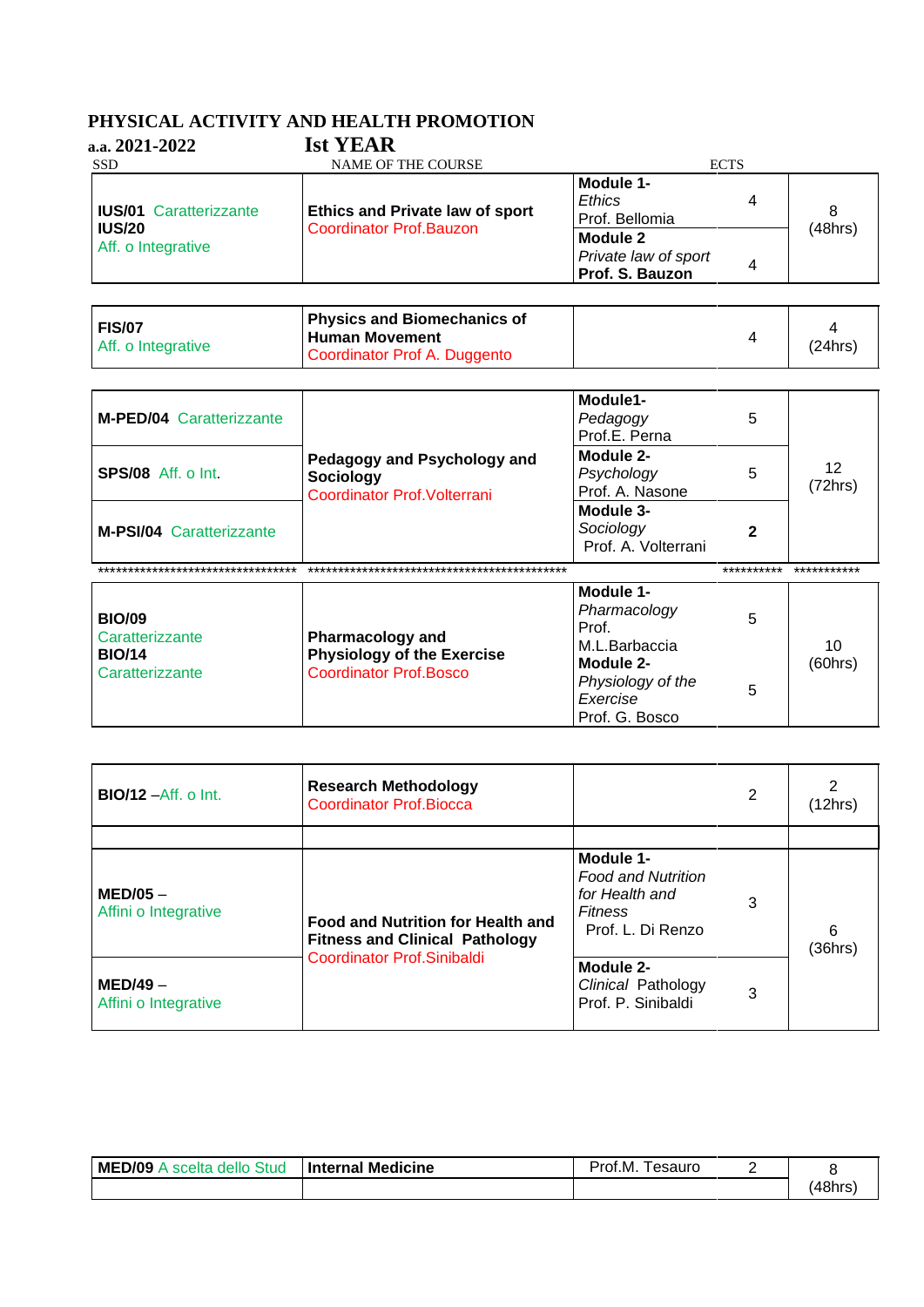# PHYSICAL ACTIVITY AND HEALTH PROMOTION

**a.a. 2021-2022** **Ist YEAR**

| SSD | NAME OF THE COURSE | | ECTS | |
|---|---|---|---|---|
| **IUS/01** Caratterizzante **IUS/20** Aff. o Integrative | **Ethics and Private law of sport** Coordinator Prof.Bauzon | **Module 1-** *Ethics* Prof. Bellomia | 4 | 8 (48hrs) |
| | | **Module 2** *Private law of sport* **Prof. S. Bauzon** | 4 | |
| **FIS/07** Aff. o Integrative | **Physics and Biomechanics of Human Movement** Coordinator Prof A. Duggento | | 4 | 4 (24hrs) |
| **M-PED/04** Caratterizzante | **Pedagogy and Psychology and Sociology** Coordinator Prof.Volterrani | **Module1-** *Pedagogy* Prof.E. Perna | 5 | 12 (72hrs) |
| **SPS/08** Aff. o Int. | | **Module 2-** *Psychology* Prof. A. Nasone | 5 | |
| **M-PSI/04** Caratterizzante | | **Module 3-** *Sociology* Prof. A. Volterrani | **2** | |
| ********************************* | ******************************************** | | ********** | *********** |
| **BIO/09** Caratterizzante **BIO/14** Caratterizzante | **Pharmacology and Physiology of the Exercise** Coordinator Prof.Bosco | **Module 1-** *Pharmacology* Prof. M.L.Barbaccia | 5 | 10 (60hrs) |
| | | **Module 2-** *Physiology of the Exercise* Prof. G. Bosco | 5 | |
| **BIO/12** –Aff. o Int. | **Research Methodology** Coordinator Prof.Biocca | | 2 | 2 (12hrs) |
| | | | | |
| **MED/05** – Affini o Integrative | **Food and Nutrition for Health and Fitness and Clinical Pathology** Coordinator Prof.Sinibaldi | **Module 1-** *Food and Nutrition for Health and Fitness* Prof. L. Di Renzo | 3 | 6 (36hrs) |
| **MED/49** – Affini o Integrative | | **Module 2-** *Clinical* Pathology Prof. P. Sinibaldi | 3 | |
| **MED/09** A scelta dello Stud | **Internal Medicine** | Prof.M. Tesauro | 2 | 8 (48hrs) |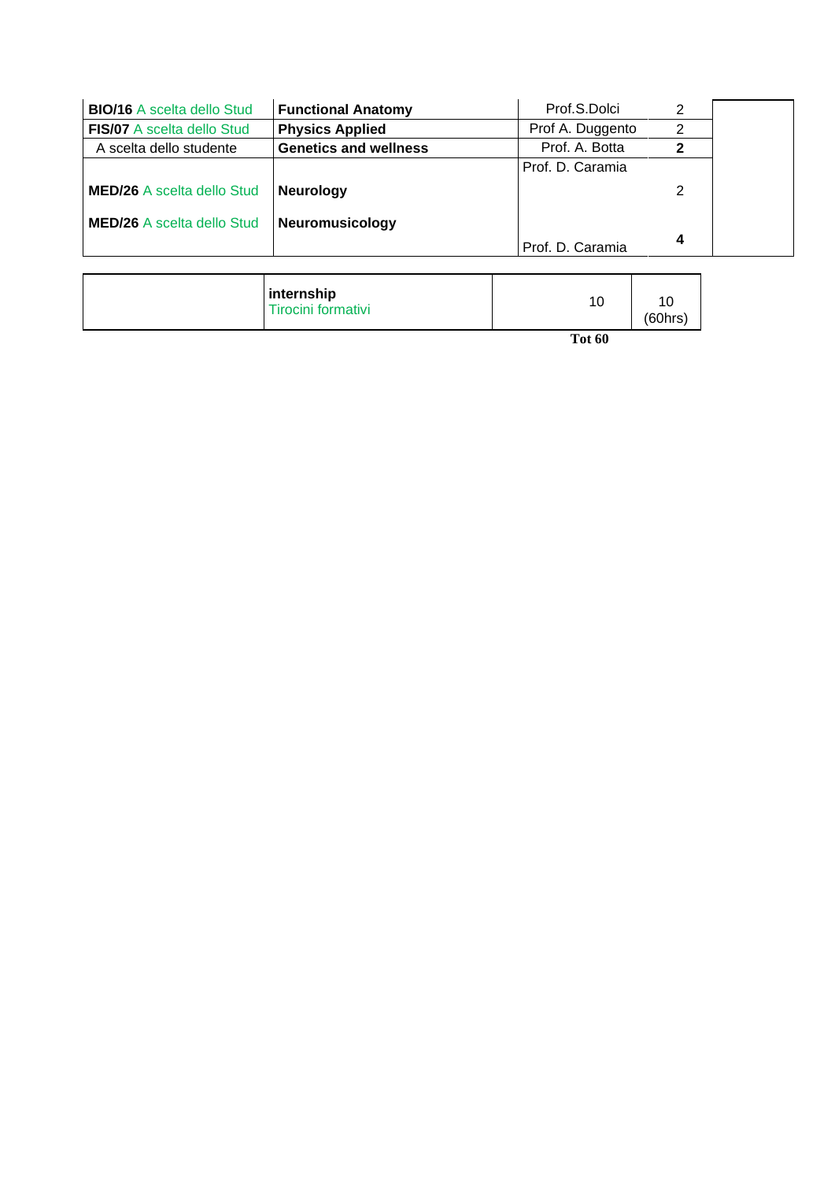| | | | | |
|---|---|---|---|---|
| **BIO/16** A scelta dello Stud | **Functional Anatomy** | Prof.S.Dolci | 2 | |
| **FIS/07** A scelta dello Stud | **Physics Applied** | Prof A. Duggento | 2 | |
| A scelta dello studente | **Genetics and wellness** | Prof. A. Botta | **2** | |
| **MED/26** A scelta dello Stud | **Neurology** | Prof. D. Caramia | 2 | |
| **MED/26** A scelta dello Stud | **Neuromusicology** | Prof. D. Caramia | **4** | |

| | | | |
|---|---|---|---|
| | **internship** Tirocini formativi | 10 | 10 (60hrs) |

**Tot 60**